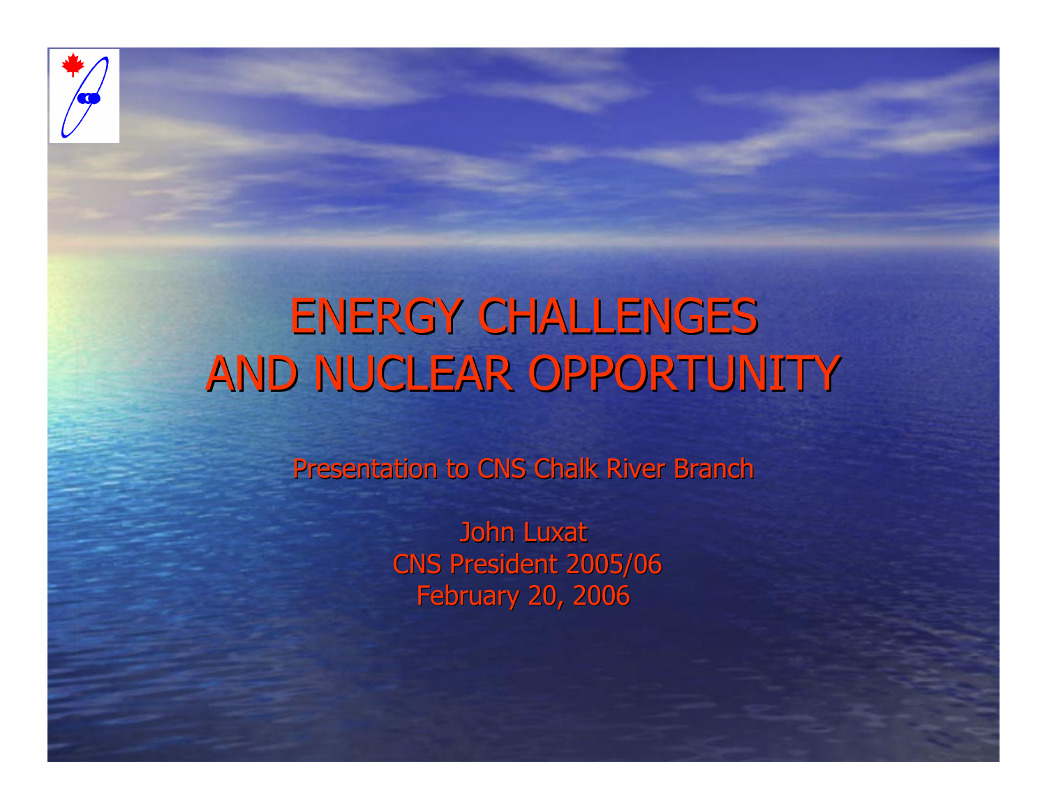# ENERGY CHALLENGES AND NUCLEAR OPPORTUNITY

Presentation to CNS Chalk River Branch

John Luxat
CNS President 2005/06
February 20, 2006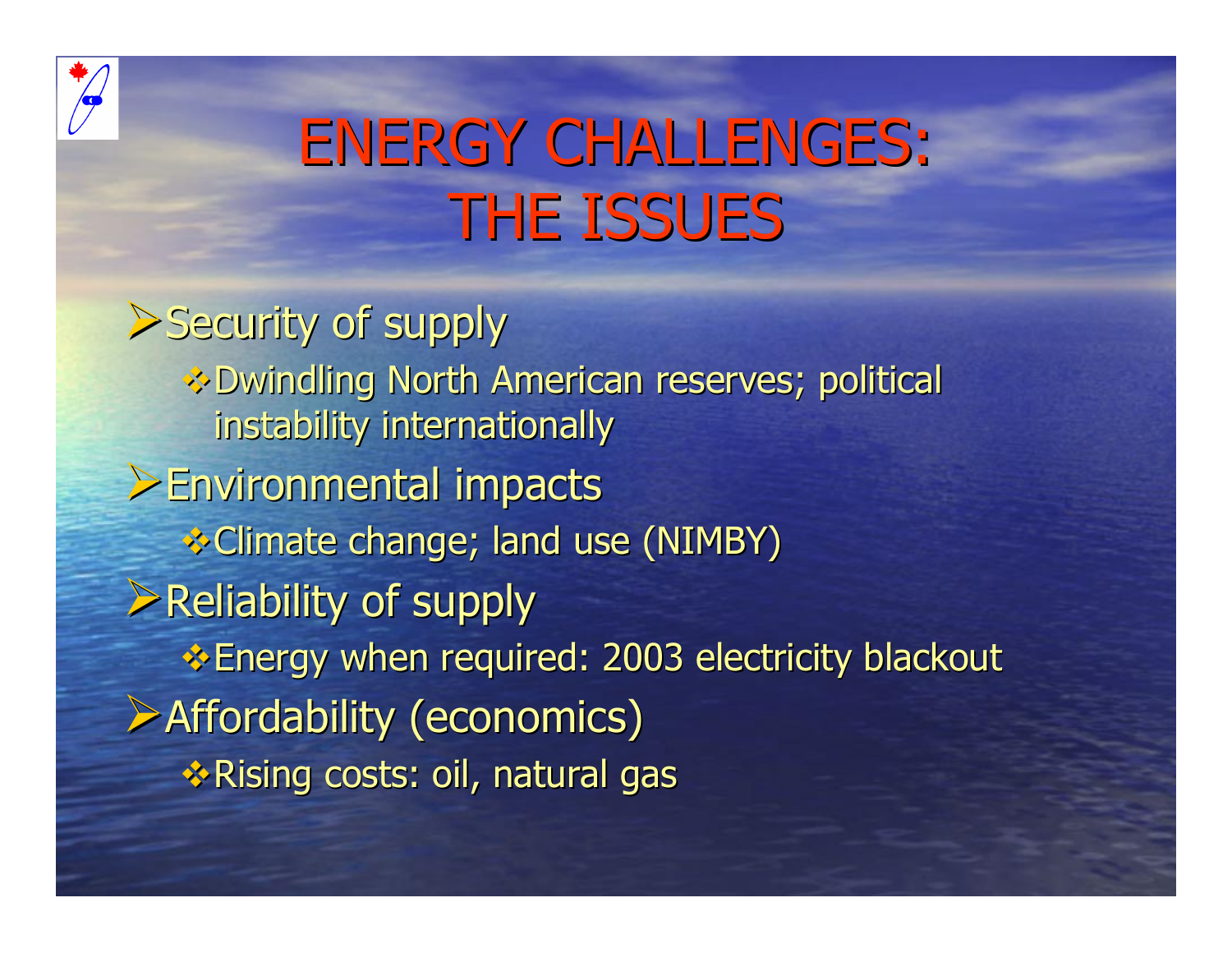# ENERGY CHALLENGES: THE ISSUES

- Security of supply
  - Dwindling North American reserves; political instability internationally
- Environmental impacts
  - Climate change; land use (NIMBY)
- Reliability of supply
  - Energy when required: 2003 electricity blackout
- Affordability (economics)
  - Rising costs: oil, natural gas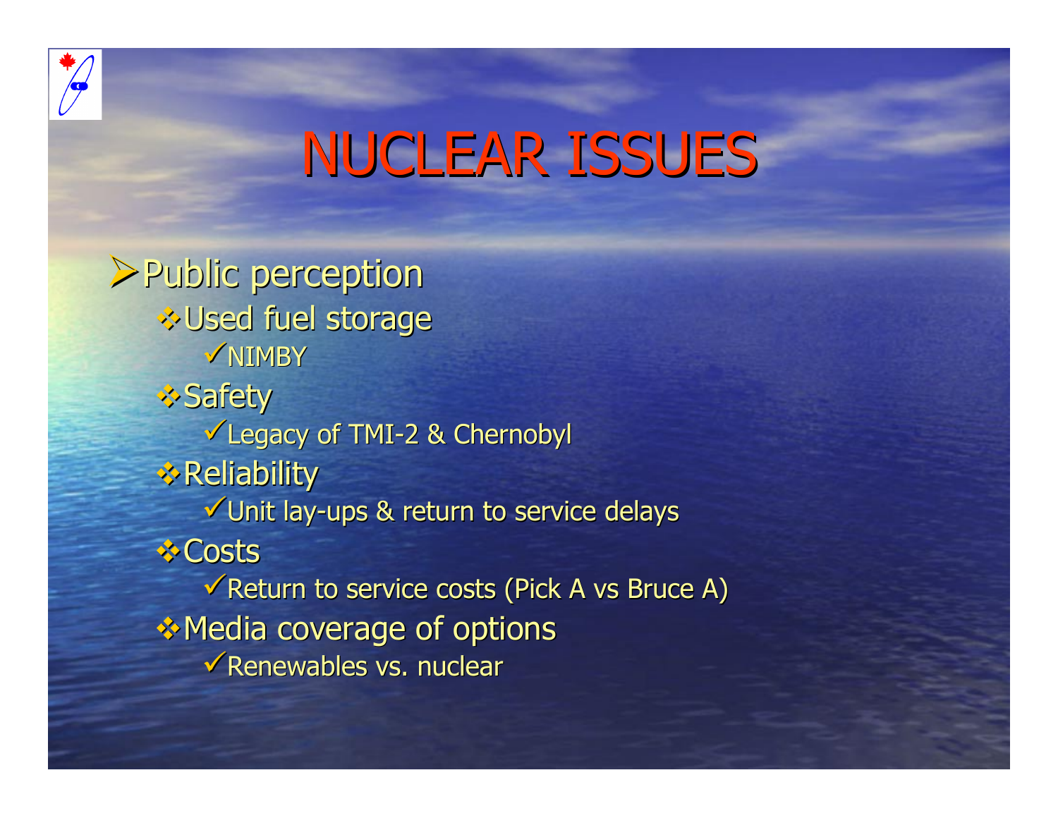# NUCLEAR ISSUES

- Public perception
  - Used fuel storage
    - NIMBY
  - Safety
    - Legacy of TMI-2 & Chernobyl
  - Reliability
    - Unit lay-ups & return to service delays
  - Costs
    - Return to service costs (Pick A vs Bruce A)
  - Media coverage of options
    - Renewables vs. nuclear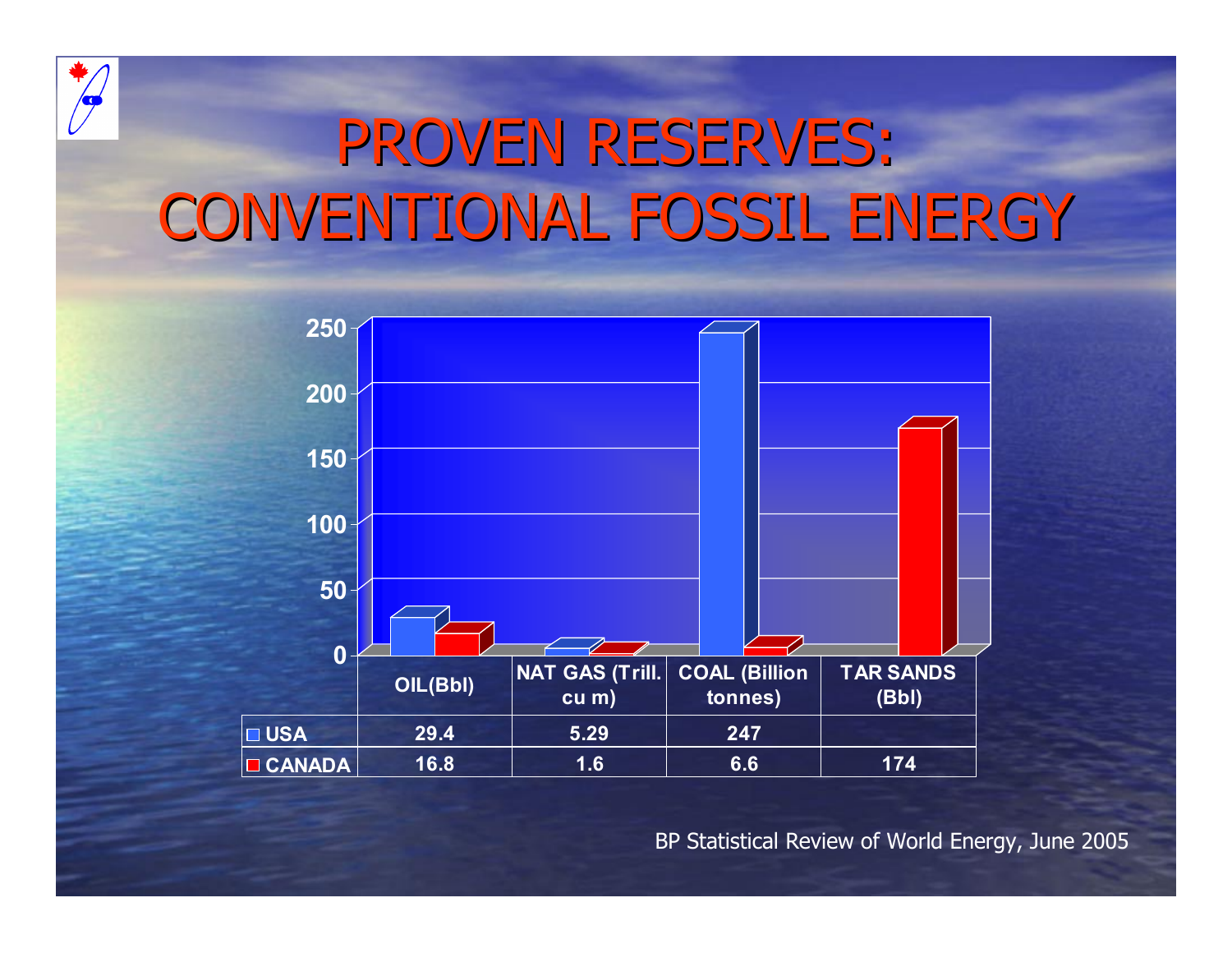# PROVEN RESERVES: CONVENTIONAL FOSSIL ENERGY

| | OIL(Bbl) | NAT GAS (Trill. cu m) | COAL (Billion tonnes) | TAR SANDS (Bbl) |
|---|---|---|---|---|
| USA | 29.4 | 5.29 | 247 | |
| CANADA | 16.8 | 1.6 | 6.6 | 174 |

BP Statistical Review of World Energy, June 2005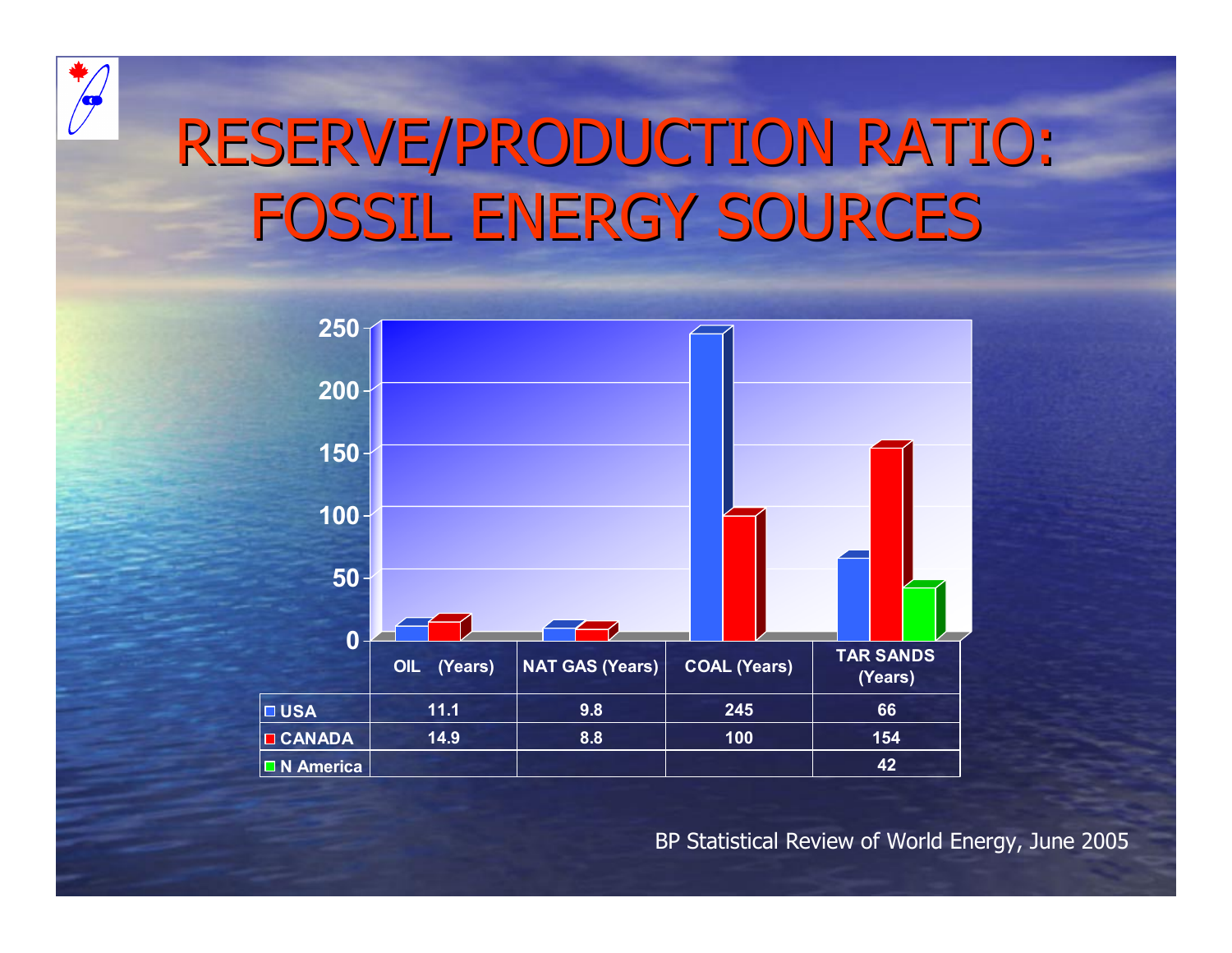# RESERVE/PRODUCTION RATIO: FOSSIL ENERGY SOURCES

| | OIL (Years) | NAT GAS (Years) | COAL (Years) | TAR SANDS (Years) |
|---|---|---|---|---|
| USA | 11.1 | 9.8 | 245 | 66 |
| CANADA | 14.9 | 8.8 | 100 | 154 |
| N America | | | | 42 |

BP Statistical Review of World Energy, June 2005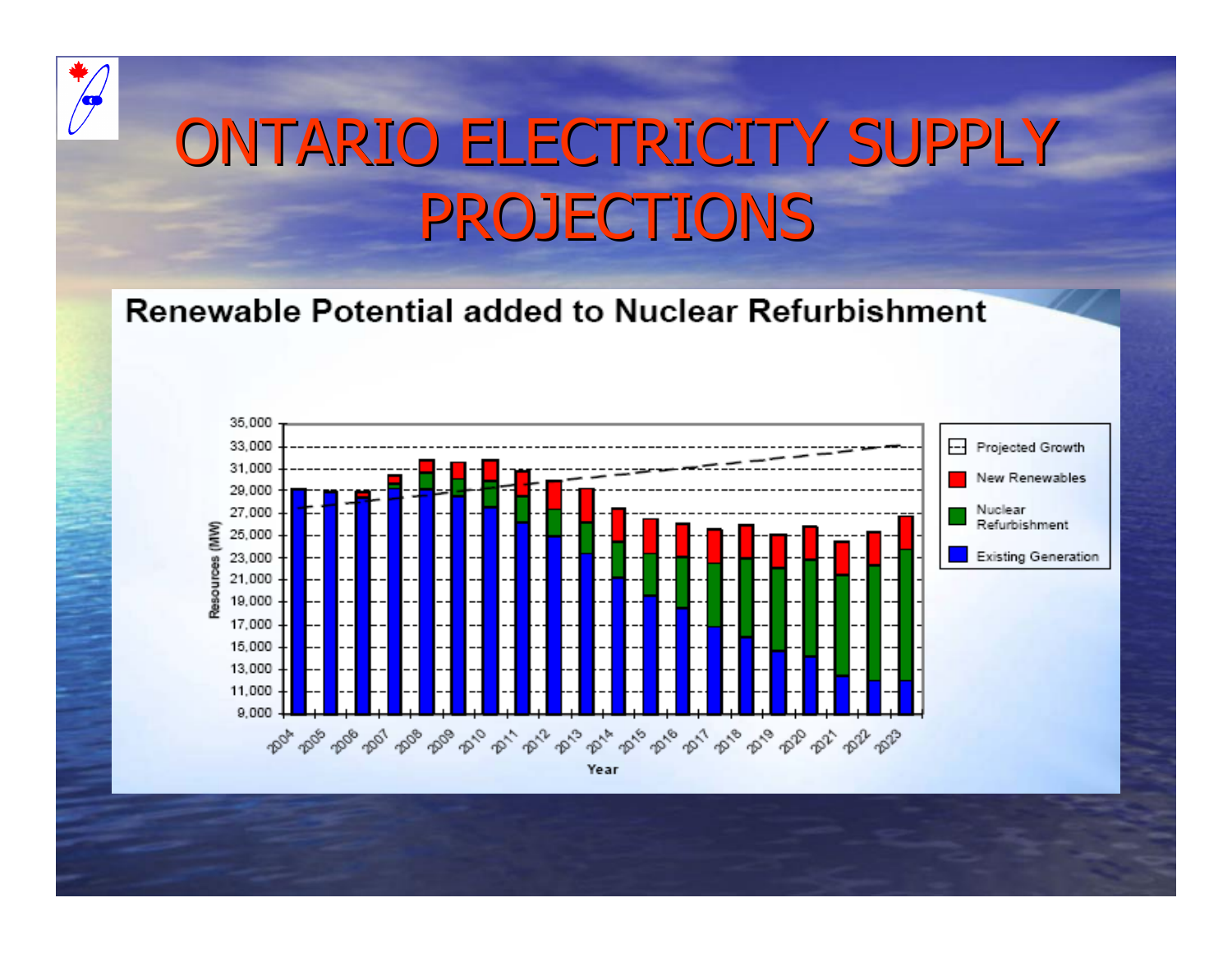# ONTARIO ELECTRICITY SUPPLY PROJECTIONS

**Renewable Potential added to Nuclear Refurbishment**

Resources (MW)

35,000
33,000
31,000
29,000
27,000
25,000
23,000
21,000
19,000
17,000
15,000
13,000
11,000
9,000

2004 2005 2006 2007 2008 2009 2010 2011 2012 2013 2014 2015 2016 2017 2018 2019 2020 2021 2022 2023

Year

- Projected Growth
- New Renewables
- Nuclear Refurbishment
- Existing Generation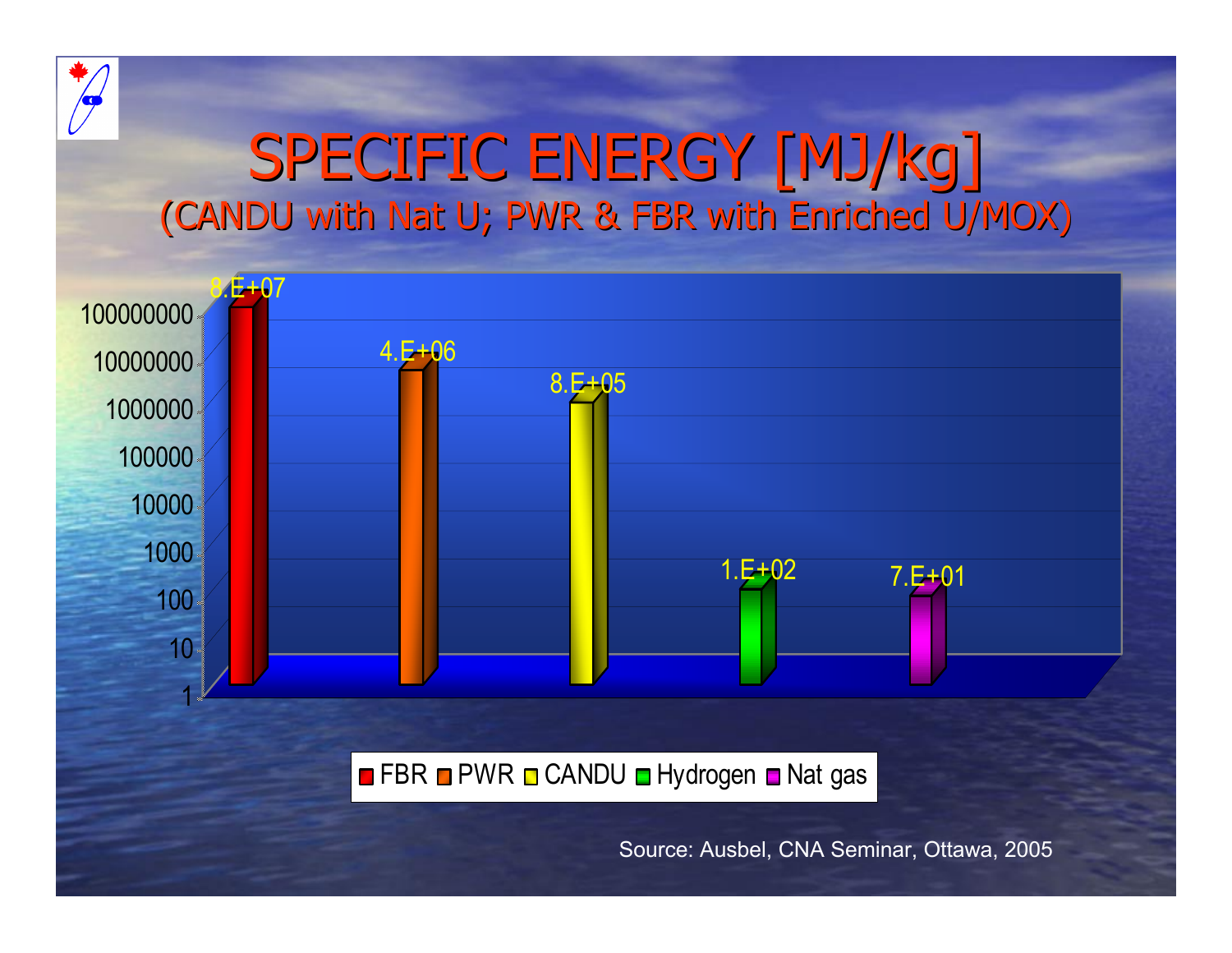# SPECIFIC ENERGY [MJ/kg]

## (CANDU with Nat U; PWR & FBR with Enriched U/MOX)

| Fuel | Specific Energy [MJ/kg] |
|---|---|
| FBR | 8.E+07 |
| PWR | 4.E+06 |
| CANDU | 8.E+05 |
| Hydrogen | 1.E+02 |
| Nat gas | 7.E+01 |

Source: Ausbel, CNA Seminar, Ottawa, 2005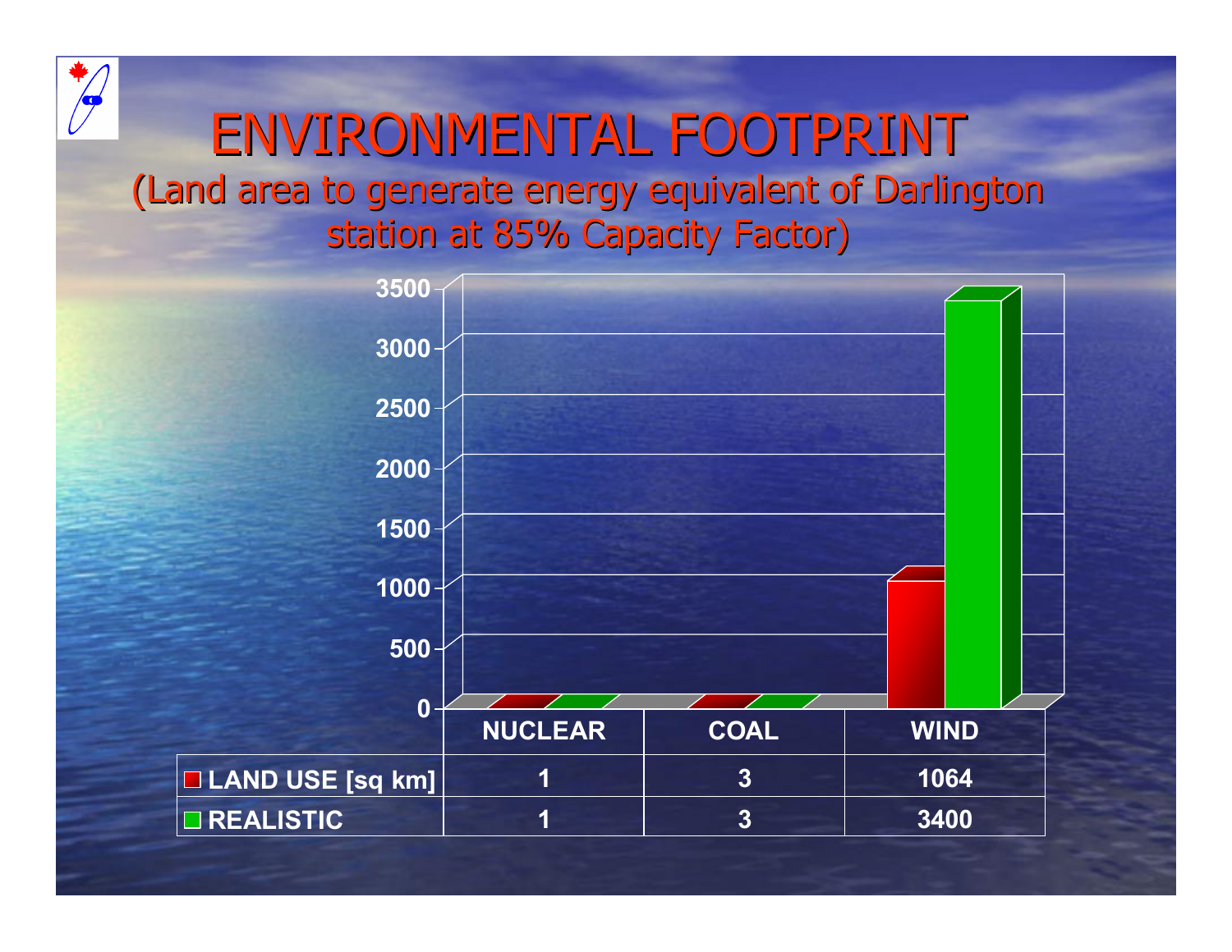# ENVIRONMENTAL FOOTPRINT

(Land area to generate energy equivalent of Darlington station at 85% Capacity Factor)

| | NUCLEAR | COAL | WIND |
|---|---|---|---|
| LAND USE [sq km] | 1 | 3 | 1064 |
| REALISTIC | 1 | 3 | 3400 |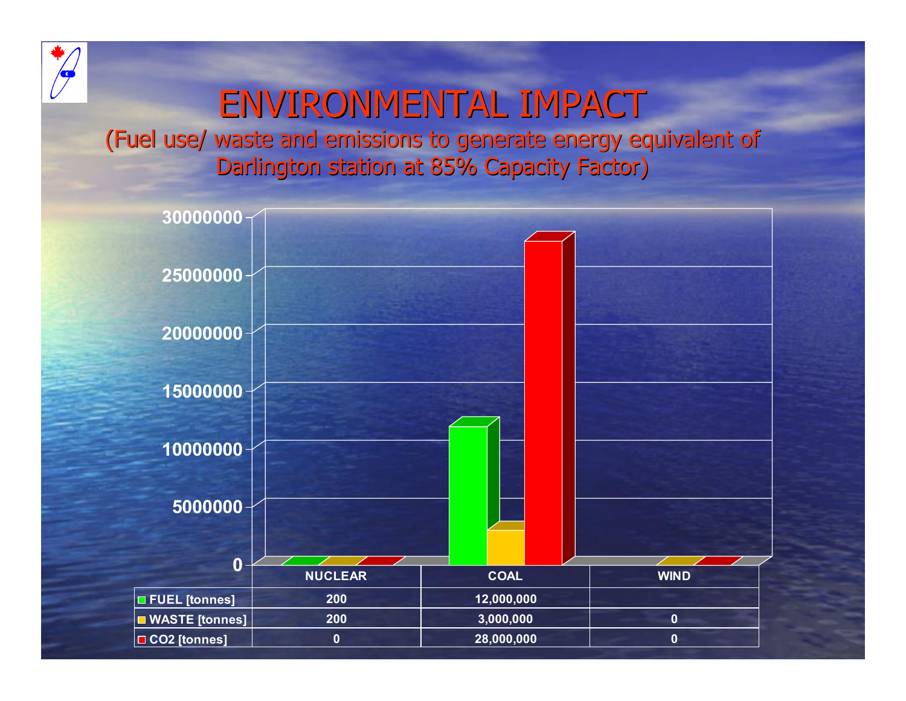# ENVIRONMENTAL IMPACT

(Fuel use/ waste and emissions to generate energy equivalent of Darlington station at 85% Capacity Factor)

| | NUCLEAR | COAL | WIND |
|---|---|---|---|
| FUEL [tonnes] | 200 | 12,000,000 | |
| WASTE [tonnes] | 200 | 3,000,000 | 0 |
| $CO_2$ [tonnes] | 0 | 28,000,000 | 0 |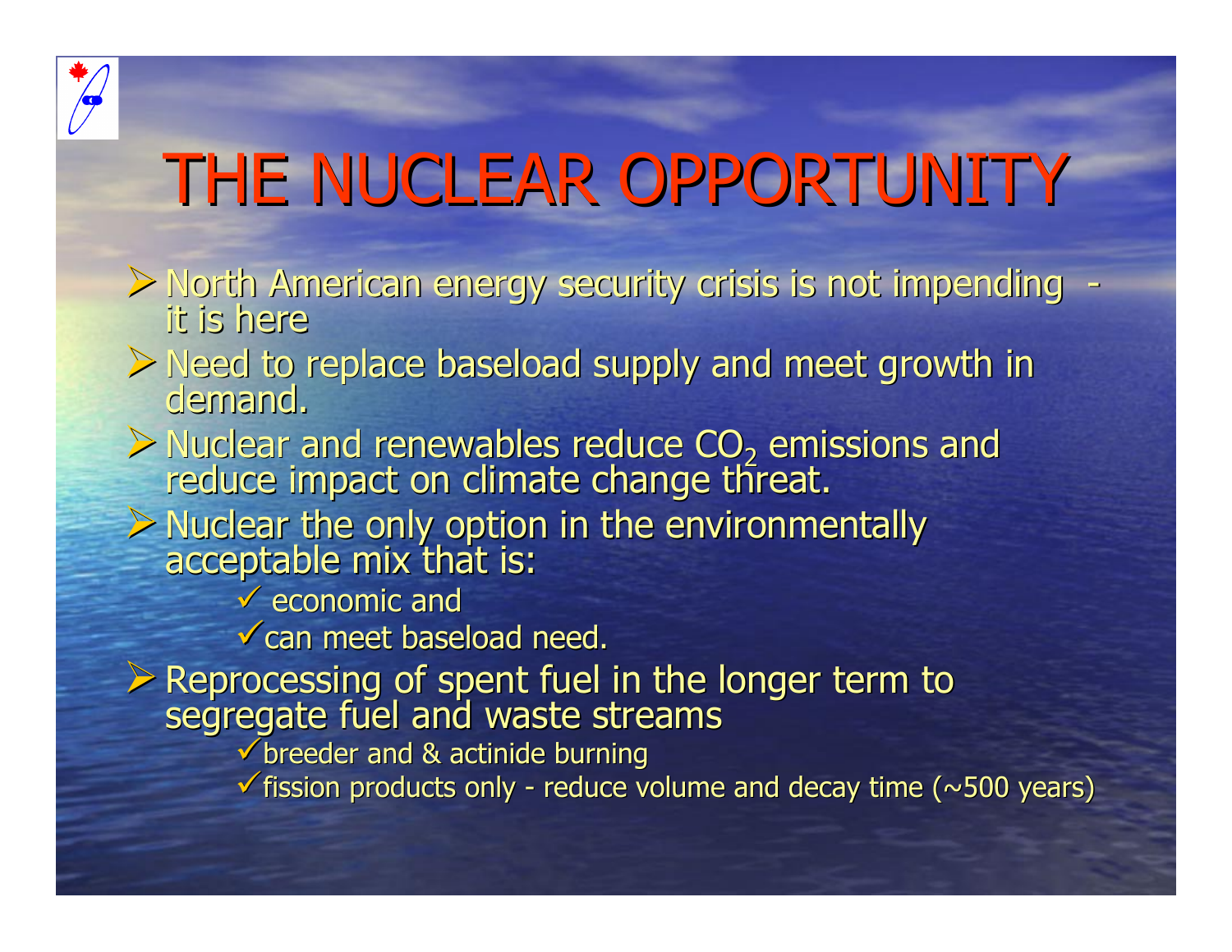# THE NUCLEAR OPPORTUNITY

- North American energy security crisis is not impending - it is here
- Need to replace baseload supply and meet growth in demand.
- Nuclear and renewables reduce $CO_2$ emissions and reduce impact on climate change threat.
- Nuclear the only option in the environmentally acceptable mix that is:
  - ✓ economic and
  - ✓ can meet baseload need.
- Reprocessing of spent fuel in the longer term to segregate fuel and waste streams
  - ✓ breeder and & actinide burning
  - ✓ fission products only - reduce volume and decay time (~500 years)